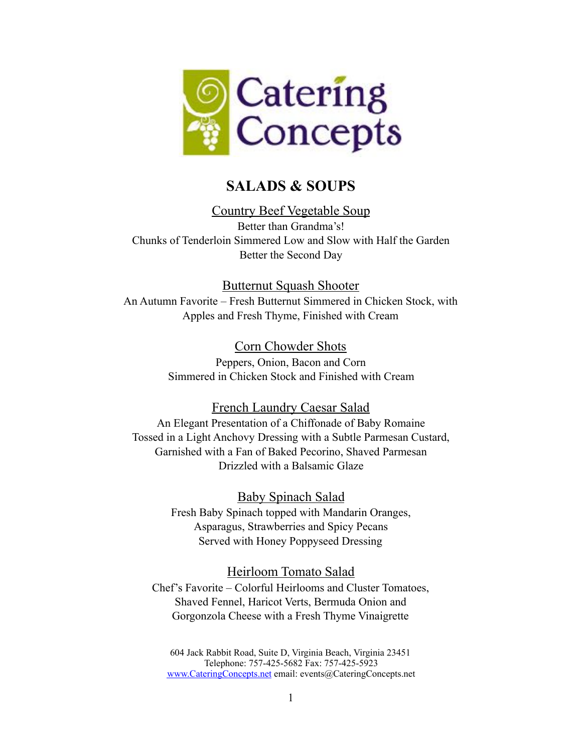# Catering Concepts

## SALADS & SOUPS

### Country Beef Vegetable Soup

Better than Grandma's!
Chunks of Tenderloin Simmered Low and Slow with Half the Garden
Better the Second Day

### Butternut Squash Shooter

An Autumn Favorite – Fresh Butternut Simmered in Chicken Stock, with Apples and Fresh Thyme, Finished with Cream

### Corn Chowder Shots

Peppers, Onion, Bacon and Corn
Simmered in Chicken Stock and Finished with Cream

### French Laundry Caesar Salad

An Elegant Presentation of a Chiffonade of Baby Romaine
Tossed in a Light Anchovy Dressing with a Subtle Parmesan Custard,
Garnished with a Fan of Baked Pecorino, Shaved Parmesan
Drizzled with a Balsamic Glaze

### Baby Spinach Salad

Fresh Baby Spinach topped with Mandarin Oranges,
Asparagus, Strawberries and Spicy Pecans
Served with Honey Poppyseed Dressing

### Heirloom Tomato Salad

Chef's Favorite – Colorful Heirlooms and Cluster Tomatoes,
Shaved Fennel, Haricot Verts, Bermuda Onion and
Gorgonzola Cheese with a Fresh Thyme Vinaigrette

604 Jack Rabbit Road, Suite D, Virginia Beach, Virginia 23451
Telephone: 757-425-5682 Fax: 757-425-5923
www.CateringConcepts.net email: events@CateringConcepts.net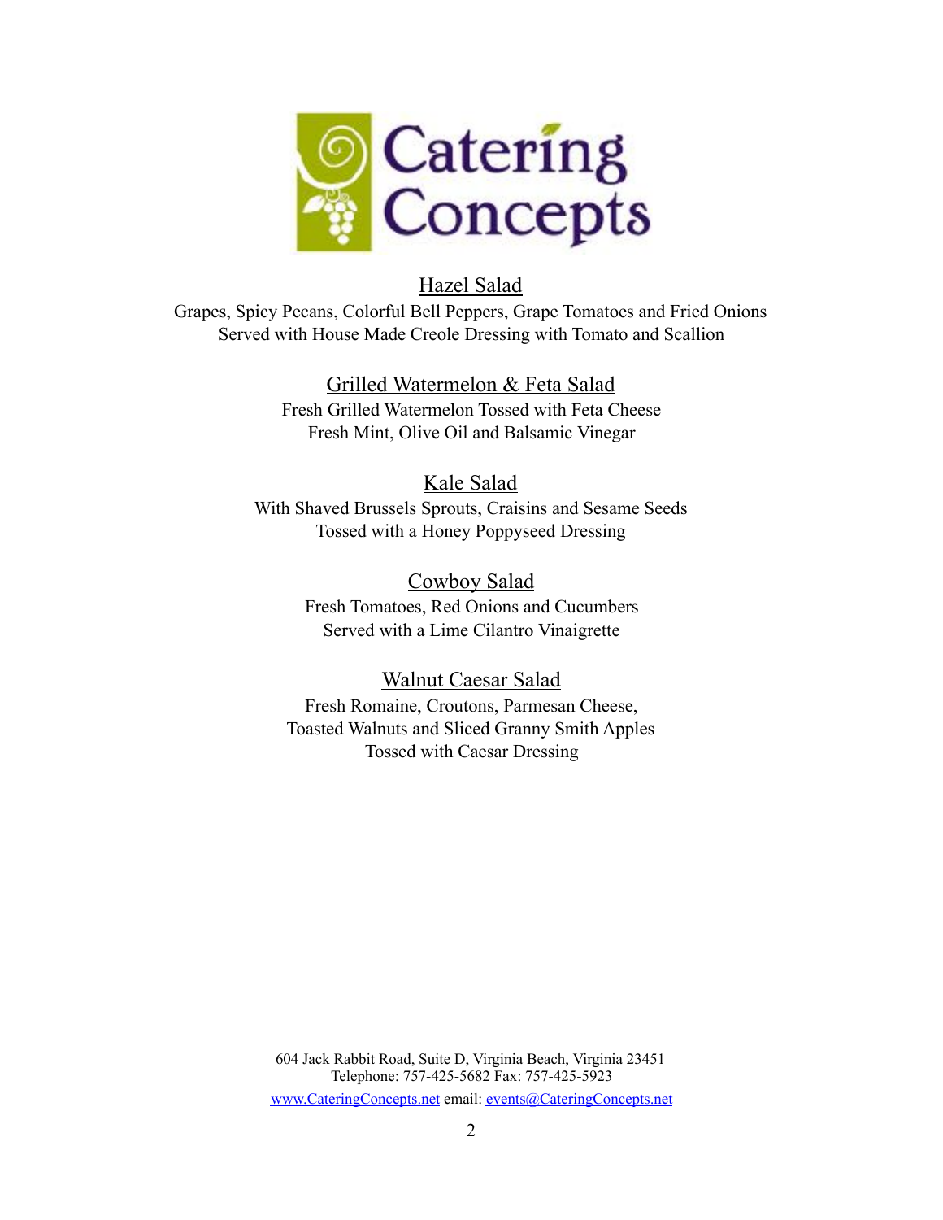Catering Concepts

<u>Hazel Salad</u>

Grapes, Spicy Pecans, Colorful Bell Peppers, Grape Tomatoes and Fried Onions
Served with House Made Creole Dressing with Tomato and Scallion

<u>Grilled Watermelon & Feta Salad</u>

Fresh Grilled Watermelon Tossed with Feta Cheese
Fresh Mint, Olive Oil and Balsamic Vinegar

<u>Kale Salad</u>

With Shaved Brussels Sprouts, Craisins and Sesame Seeds
Tossed with a Honey Poppyseed Dressing

<u>Cowboy Salad</u>

Fresh Tomatoes, Red Onions and Cucumbers
Served with a Lime Cilantro Vinaigrette

<u>Walnut Caesar Salad</u>

Fresh Romaine, Croutons, Parmesan Cheese,
Toasted Walnuts and Sliced Granny Smith Apples
Tossed with Caesar Dressing

604 Jack Rabbit Road, Suite D, Virginia Beach, Virginia 23451
Telephone: 757-425-5682 Fax: 757-425-5923
www.CateringConcepts.net email: events@CateringConcepts.net